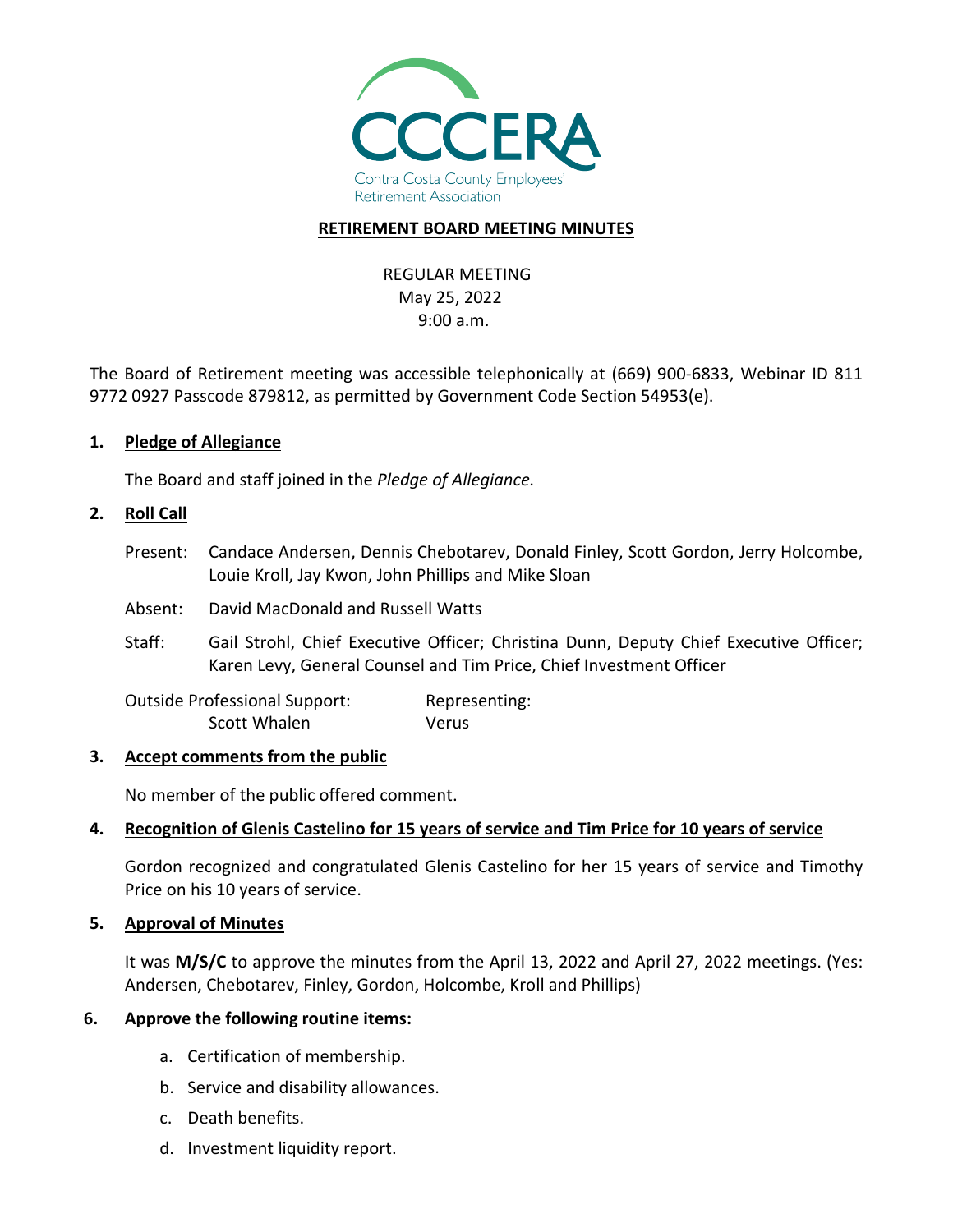CCCERA

Contra Costa County Employees' Retirement Association

# RETIREMENT BOARD MEETING MINUTES

REGULAR MEETING
May 25, 2022
9:00 a.m.

The Board of Retirement meeting was accessible telephonically at (669) 900-6833, Webinar ID 811 9772 0927 Passcode 879812, as permitted by Government Code Section 54953(e).

## 1. Pledge of Allegiance

The Board and staff joined in the *Pledge of Allegiance.*

## 2. Roll Call

Present: Candace Andersen, Dennis Chebotarev, Donald Finley, Scott Gordon, Jerry Holcombe, Louie Kroll, Jay Kwon, John Phillips and Mike Sloan

Absent: David MacDonald and Russell Watts

Staff: Gail Strohl, Chief Executive Officer; Christina Dunn, Deputy Chief Executive Officer; Karen Levy, General Counsel and Tim Price, Chief Investment Officer

| Outside Professional Support: | Representing: |
|---|---|
| Scott Whalen | Verus |

## 3. Accept comments from the public

No member of the public offered comment.

## 4. Recognition of Glenis Castelino for 15 years of service and Tim Price for 10 years of service

Gordon recognized and congratulated Glenis Castelino for her 15 years of service and Timothy Price on his 10 years of service.

## 5. Approval of Minutes

It was **M/S/C** to approve the minutes from the April 13, 2022 and April 27, 2022 meetings. (Yes: Andersen, Chebotarev, Finley, Gordon, Holcombe, Kroll and Phillips)

## 6. Approve the following routine items:

a. Certification of membership.

b. Service and disability allowances.

c. Death benefits.

d. Investment liquidity report.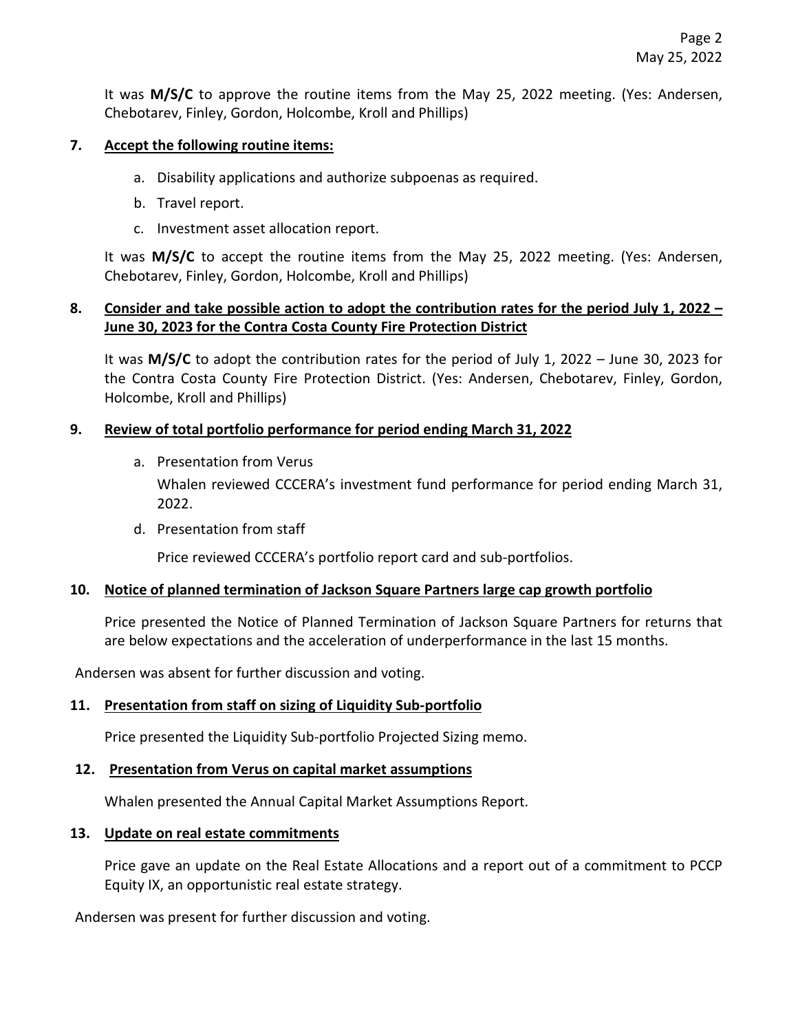It was **M/S/C** to approve the routine items from the May 25, 2022 meeting. (Yes: Andersen, Chebotarev, Finley, Gordon, Holcombe, Kroll and Phillips)

**7. Accept the following routine items:**

a. Disability applications and authorize subpoenas as required.

b. Travel report.

c. Investment asset allocation report.

It was **M/S/C** to accept the routine items from the May 25, 2022 meeting. (Yes: Andersen, Chebotarev, Finley, Gordon, Holcombe, Kroll and Phillips)

**8. Consider and take possible action to adopt the contribution rates for the period July 1, 2022 – June 30, 2023 for the Contra Costa County Fire Protection District**

It was **M/S/C** to adopt the contribution rates for the period of July 1, 2022 – June 30, 2023 for the Contra Costa County Fire Protection District. (Yes: Andersen, Chebotarev, Finley, Gordon, Holcombe, Kroll and Phillips)

**9. Review of total portfolio performance for period ending March 31, 2022**

a. Presentation from Verus

Whalen reviewed CCCERA's investment fund performance for period ending March 31, 2022.

d. Presentation from staff

Price reviewed CCCERA's portfolio report card and sub-portfolios.

**10. Notice of planned termination of Jackson Square Partners large cap growth portfolio**

Price presented the Notice of Planned Termination of Jackson Square Partners for returns that are below expectations and the acceleration of underperformance in the last 15 months.

Andersen was absent for further discussion and voting.

**11. Presentation from staff on sizing of Liquidity Sub-portfolio**

Price presented the Liquidity Sub-portfolio Projected Sizing memo.

**12. Presentation from Verus on capital market assumptions**

Whalen presented the Annual Capital Market Assumptions Report.

**13. Update on real estate commitments**

Price gave an update on the Real Estate Allocations and a report out of a commitment to PCCP Equity IX, an opportunistic real estate strategy.

Andersen was present for further discussion and voting.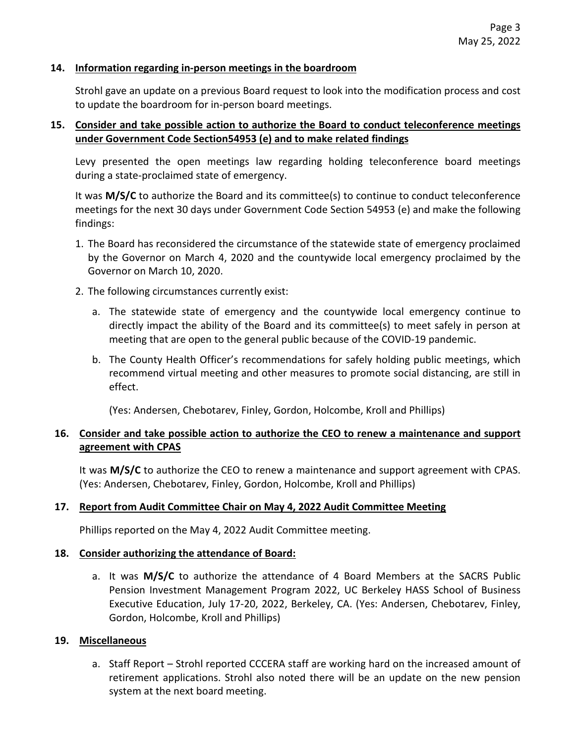**14. Information regarding in-person meetings in the boardroom**

Strohl gave an update on a previous Board request to look into the modification process and cost to update the boardroom for in-person board meetings.

**15. Consider and take possible action to authorize the Board to conduct teleconference meetings under Government Code Section54953 (e) and to make related findings**

Levy presented the open meetings law regarding holding teleconference board meetings during a state-proclaimed state of emergency.

It was **M/S/C** to authorize the Board and its committee(s) to continue to conduct teleconference meetings for the next 30 days under Government Code Section 54953 (e) and make the following findings:

1. The Board has reconsidered the circumstance of the statewide state of emergency proclaimed by the Governor on March 4, 2020 and the countywide local emergency proclaimed by the Governor on March 10, 2020.
2. The following circumstances currently exist:
   a. The statewide state of emergency and the countywide local emergency continue to directly impact the ability of the Board and its committee(s) to meet safely in person at meeting that are open to the general public because of the COVID-19 pandemic.
   b. The County Health Officer's recommendations for safely holding public meetings, which recommend virtual meeting and other measures to promote social distancing, are still in effect.

   (Yes: Andersen, Chebotarev, Finley, Gordon, Holcombe, Kroll and Phillips)

**16. Consider and take possible action to authorize the CEO to renew a maintenance and support agreement with CPAS**

It was **M/S/C** to authorize the CEO to renew a maintenance and support agreement with CPAS. (Yes: Andersen, Chebotarev, Finley, Gordon, Holcombe, Kroll and Phillips)

**17. Report from Audit Committee Chair on May 4, 2022 Audit Committee Meeting**

Phillips reported on the May 4, 2022 Audit Committee meeting.

**18. Consider authorizing the attendance of Board:**

a. It was **M/S/C** to authorize the attendance of 4 Board Members at the SACRS Public Pension Investment Management Program 2022, UC Berkeley HASS School of Business Executive Education, July 17-20, 2022, Berkeley, CA. (Yes: Andersen, Chebotarev, Finley, Gordon, Holcombe, Kroll and Phillips)

**19. Miscellaneous**

a. Staff Report – Strohl reported CCCERA staff are working hard on the increased amount of retirement applications. Strohl also noted there will be an update on the new pension system at the next board meeting.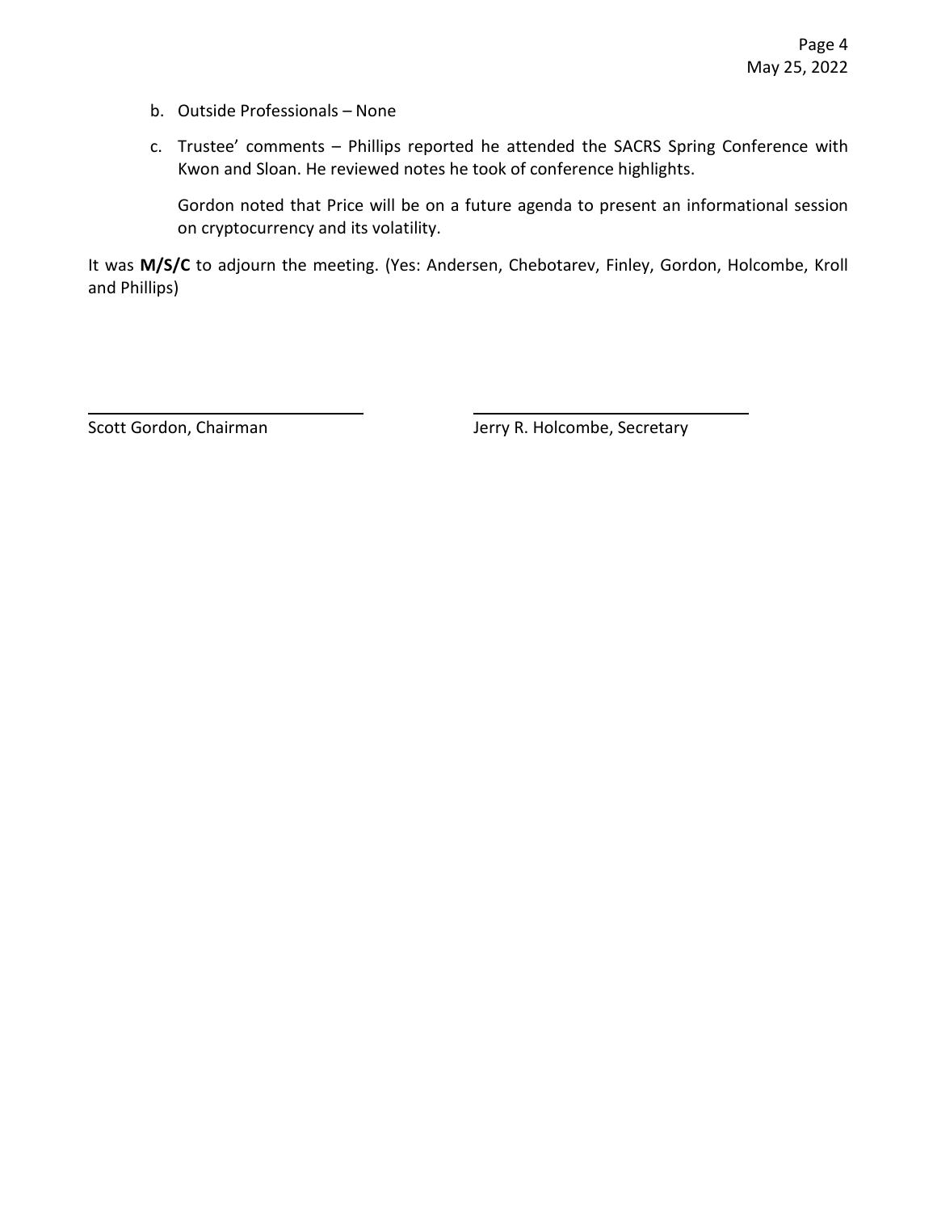b. Outside Professionals – None

c. Trustee' comments – Phillips reported he attended the SACRS Spring Conference with Kwon and Sloan. He reviewed notes he took of conference highlights.

   Gordon noted that Price will be on a future agenda to present an informational session on cryptocurrency and its volatility.

It was **M/S/C** to adjourn the meeting. (Yes: Andersen, Chebotarev, Finley, Gordon, Holcombe, Kroll and Phillips)

Scott Gordon, Chairman

Jerry R. Holcombe, Secretary